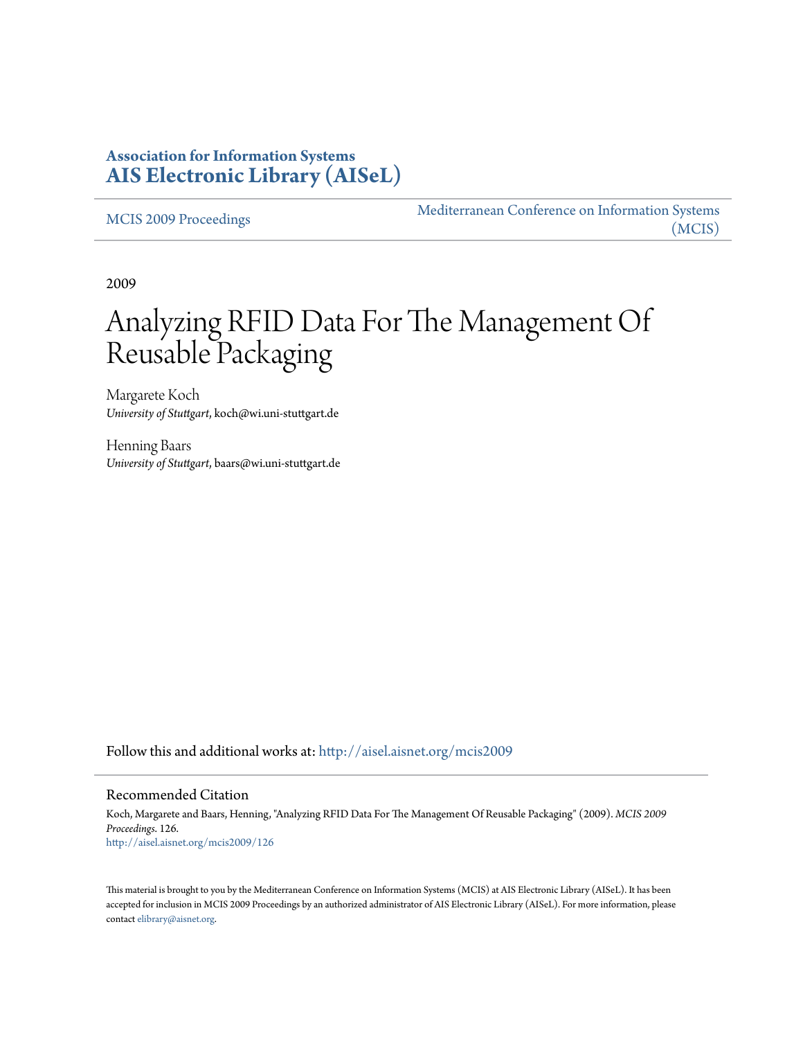**Association for Information Systems**
**AIS Electronic Library (AISeL)**

MCIS 2009 Proceedings

Mediterranean Conference on Information Systems (MCIS)

2009

# Analyzing RFID Data For The Management Of Reusable Packaging

Margarete Koch
*University of Stuttgart*, koch@wi.uni-stuttgart.de

Henning Baars
*University of Stuttgart*, baars@wi.uni-stuttgart.de

Follow this and additional works at: http://aisel.aisnet.org/mcis2009

## Recommended Citation

Koch, Margarete and Baars, Henning, "Analyzing RFID Data For The Management Of Reusable Packaging" (2009). *MCIS 2009 Proceedings*. 126.
http://aisel.aisnet.org/mcis2009/126

This material is brought to you by the Mediterranean Conference on Information Systems (MCIS) at AIS Electronic Library (AISeL). It has been accepted for inclusion in MCIS 2009 Proceedings by an authorized administrator of AIS Electronic Library (AISeL). For more information, please contact elibrary@aisnet.org.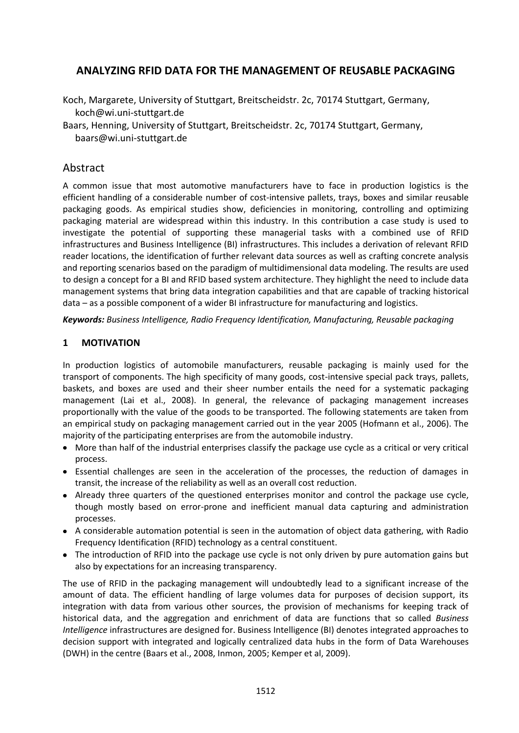# ANALYZING RFID DATA FOR THE MANAGEMENT OF REUSABLE PACKAGING

Koch, Margarete, University of Stuttgart, Breitscheidstr. 2c, 70174 Stuttgart, Germany, koch@wi.uni-stuttgart.de

Baars, Henning, University of Stuttgart, Breitscheidstr. 2c, 70174 Stuttgart, Germany, baars@wi.uni-stuttgart.de

## Abstract

A common issue that most automotive manufacturers have to face in production logistics is the efficient handling of a considerable number of cost-intensive pallets, trays, boxes and similar reusable packaging goods. As empirical studies show, deficiencies in monitoring, controlling and optimizing packaging material are widespread within this industry. In this contribution a case study is used to investigate the potential of supporting these managerial tasks with a combined use of RFID infrastructures and Business Intelligence (BI) infrastructures. This includes a derivation of relevant RFID reader locations, the identification of further relevant data sources as well as crafting concrete analysis and reporting scenarios based on the paradigm of multidimensional data modeling. The results are used to design a concept for a BI and RFID based system architecture. They highlight the need to include data management systems that bring data integration capabilities and that are capable of tracking historical data – as a possible component of a wider BI infrastructure for manufacturing and logistics.

***Keywords:*** *Business Intelligence, Radio Frequency Identification, Manufacturing, Reusable packaging*

## 1 MOTIVATION

In production logistics of automobile manufacturers, reusable packaging is mainly used for the transport of components. The high specificity of many goods, cost-intensive special pack trays, pallets, baskets, and boxes are used and their sheer number entails the need for a systematic packaging management (Lai et al., 2008). In general, the relevance of packaging management increases proportionally with the value of the goods to be transported. The following statements are taken from an empirical study on packaging management carried out in the year 2005 (Hofmann et al., 2006). The majority of the participating enterprises are from the automobile industry.

- More than half of the industrial enterprises classify the package use cycle as a critical or very critical process.
- Essential challenges are seen in the acceleration of the processes, the reduction of damages in transit, the increase of the reliability as well as an overall cost reduction.
- Already three quarters of the questioned enterprises monitor and control the package use cycle, though mostly based on error-prone and inefficient manual data capturing and administration processes.
- A considerable automation potential is seen in the automation of object data gathering, with Radio Frequency Identification (RFID) technology as a central constituent.
- The introduction of RFID into the package use cycle is not only driven by pure automation gains but also by expectations for an increasing transparency.

The use of RFID in the packaging management will undoubtedly lead to a significant increase of the amount of data. The efficient handling of large volumes data for purposes of decision support, its integration with data from various other sources, the provision of mechanisms for keeping track of historical data, and the aggregation and enrichment of data are functions that so called *Business Intelligence* infrastructures are designed for. Business Intelligence (BI) denotes integrated approaches to decision support with integrated and logically centralized data hubs in the form of Data Warehouses (DWH) in the centre (Baars et al., 2008, Inmon, 2005; Kemper et al, 2009).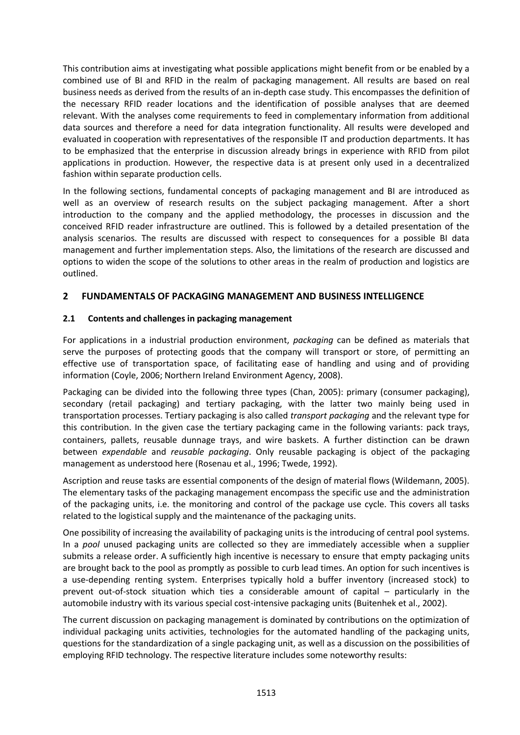This contribution aims at investigating what possible applications might benefit from or be enabled by a combined use of BI and RFID in the realm of packaging management. All results are based on real business needs as derived from the results of an in-depth case study. This encompasses the definition of the necessary RFID reader locations and the identification of possible analyses that are deemed relevant. With the analyses come requirements to feed in complementary information from additional data sources and therefore a need for data integration functionality. All results were developed and evaluated in cooperation with representatives of the responsible IT and production departments. It has to be emphasized that the enterprise in discussion already brings in experience with RFID from pilot applications in production. However, the respective data is at present only used in a decentralized fashion within separate production cells.

In the following sections, fundamental concepts of packaging management and BI are introduced as well as an overview of research results on the subject packaging management. After a short introduction to the company and the applied methodology, the processes in discussion and the conceived RFID reader infrastructure are outlined. This is followed by a detailed presentation of the analysis scenarios. The results are discussed with respect to consequences for a possible BI data management and further implementation steps. Also, the limitations of the research are discussed and options to widen the scope of the solutions to other areas in the realm of production and logistics are outlined.

## 2 FUNDAMENTALS OF PACKAGING MANAGEMENT AND BUSINESS INTELLIGENCE

### 2.1 Contents and challenges in packaging management

For applications in a industrial production environment, *packaging* can be defined as materials that serve the purposes of protecting goods that the company will transport or store, of permitting an effective use of transportation space, of facilitating ease of handling and using and of providing information (Coyle, 2006; Northern Ireland Environment Agency, 2008).

Packaging can be divided into the following three types (Chan, 2005): primary (consumer packaging), secondary (retail packaging) and tertiary packaging, with the latter two mainly being used in transportation processes. Tertiary packaging is also called *transport packaging* and the relevant type for this contribution. In the given case the tertiary packaging came in the following variants: pack trays, containers, pallets, reusable dunnage trays, and wire baskets. A further distinction can be drawn between *expendable* and *reusable packaging*. Only reusable packaging is object of the packaging management as understood here (Rosenau et al., 1996; Twede, 1992).

Ascription and reuse tasks are essential components of the design of material flows (Wildemann, 2005). The elementary tasks of the packaging management encompass the specific use and the administration of the packaging units, i.e. the monitoring and control of the package use cycle. This covers all tasks related to the logistical supply and the maintenance of the packaging units.

One possibility of increasing the availability of packaging units is the introducing of central pool systems. In a *pool* unused packaging units are collected so they are immediately accessible when a supplier submits a release order. A sufficiently high incentive is necessary to ensure that empty packaging units are brought back to the pool as promptly as possible to curb lead times. An option for such incentives is a use-depending renting system. Enterprises typically hold a buffer inventory (increased stock) to prevent out-of-stock situation which ties a considerable amount of capital – particularly in the automobile industry with its various special cost-intensive packaging units (Buitenhek et al., 2002).

The current discussion on packaging management is dominated by contributions on the optimization of individual packaging units activities, technologies for the automated handling of the packaging units, questions for the standardization of a single packaging unit, as well as a discussion on the possibilities of employing RFID technology. The respective literature includes some noteworthy results: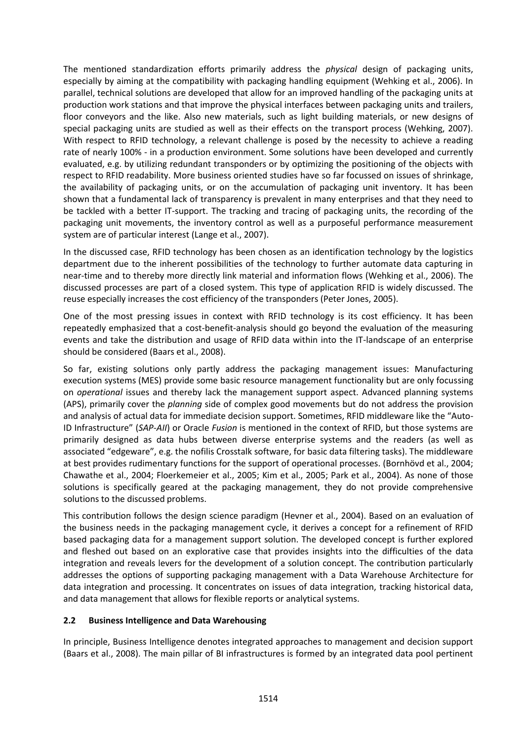The mentioned standardization efforts primarily address the *physical* design of packaging units, especially by aiming at the compatibility with packaging handling equipment (Wehking et al., 2006). In parallel, technical solutions are developed that allow for an improved handling of the packaging units at production work stations and that improve the physical interfaces between packaging units and trailers, floor conveyors and the like. Also new materials, such as light building materials, or new designs of special packaging units are studied as well as their effects on the transport process (Wehking, 2007). With respect to RFID technology, a relevant challenge is posed by the necessity to achieve a reading rate of nearly 100% - in a production environment. Some solutions have been developed and currently evaluated, e.g. by utilizing redundant transponders or by optimizing the positioning of the objects with respect to RFID readability. More business oriented studies have so far focussed on issues of shrinkage, the availability of packaging units, or on the accumulation of packaging unit inventory. It has been shown that a fundamental lack of transparency is prevalent in many enterprises and that they need to be tackled with a better IT-support. The tracking and tracing of packaging units, the recording of the packaging unit movements, the inventory control as well as a purposeful performance measurement system are of particular interest (Lange et al., 2007).

In the discussed case, RFID technology has been chosen as an identification technology by the logistics department due to the inherent possibilities of the technology to further automate data capturing in near-time and to thereby more directly link material and information flows (Wehking et al., 2006). The discussed processes are part of a closed system. This type of application RFID is widely discussed. The reuse especially increases the cost efficiency of the transponders (Peter Jones, 2005).

One of the most pressing issues in context with RFID technology is its cost efficiency. It has been repeatedly emphasized that a cost-benefit-analysis should go beyond the evaluation of the measuring events and take the distribution and usage of RFID data within into the IT-landscape of an enterprise should be considered (Baars et al., 2008).

So far, existing solutions only partly address the packaging management issues: Manufacturing execution systems (MES) provide some basic resource management functionality but are only focussing on *operational* issues and thereby lack the management support aspect. Advanced planning systems (APS), primarily cover the *planning* side of complex good movements but do not address the provision and analysis of actual data for immediate decision support. Sometimes, RFID middleware like the "Auto-ID Infrastructure" (*SAP-AII*) or Oracle *Fusion* is mentioned in the context of RFID, but those systems are primarily designed as data hubs between diverse enterprise systems and the readers (as well as associated "edgeware", e.g. the nofilis Crosstalk software, for basic data filtering tasks). The middleware at best provides rudimentary functions for the support of operational processes. (Bornhövd et al., 2004; Chawathe et al., 2004; Floerkemeier et al., 2005; Kim et al., 2005; Park et al., 2004). As none of those solutions is specifically geared at the packaging management, they do not provide comprehensive solutions to the discussed problems.

This contribution follows the design science paradigm (Hevner et al., 2004). Based on an evaluation of the business needs in the packaging management cycle, it derives a concept for a refinement of RFID based packaging data for a management support solution. The developed concept is further explored and fleshed out based on an explorative case that provides insights into the difficulties of the data integration and reveals levers for the development of a solution concept. The contribution particularly addresses the options of supporting packaging management with a Data Warehouse Architecture for data integration and processing. It concentrates on issues of data integration, tracking historical data, and data management that allows for flexible reports or analytical systems.

### 2.2 Business Intelligence and Data Warehousing

In principle, Business Intelligence denotes integrated approaches to management and decision support (Baars et al., 2008). The main pillar of BI infrastructures is formed by an integrated data pool pertinent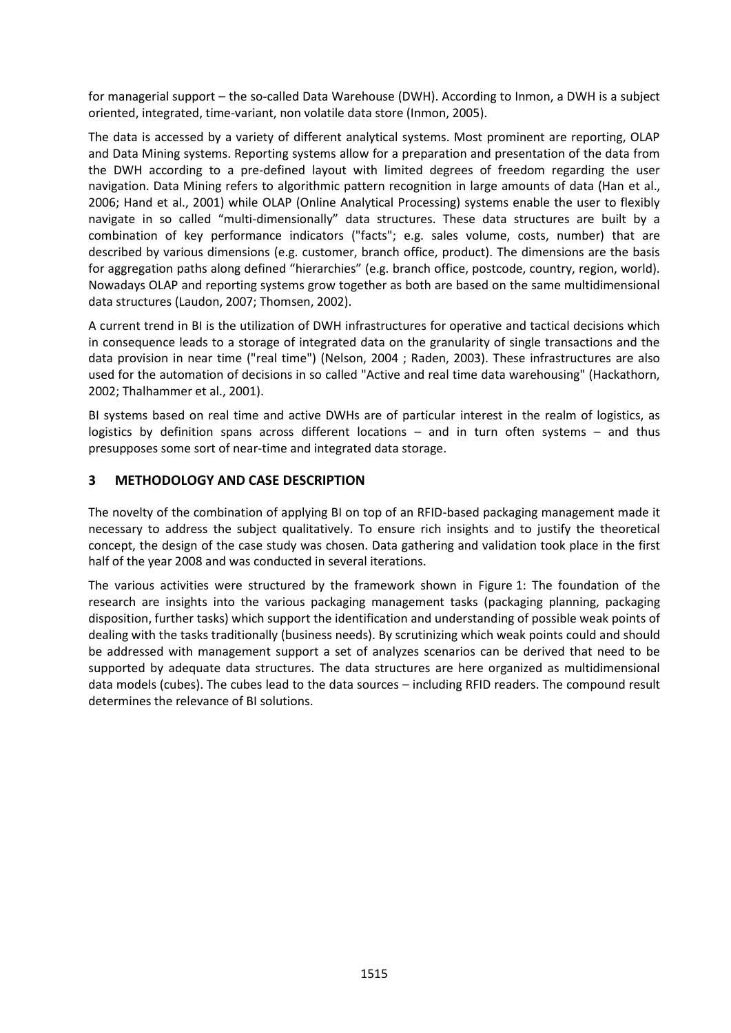for managerial support – the so-called Data Warehouse (DWH). According to Inmon, a DWH is a subject oriented, integrated, time-variant, non volatile data store (Inmon, 2005).

The data is accessed by a variety of different analytical systems. Most prominent are reporting, OLAP and Data Mining systems. Reporting systems allow for a preparation and presentation of the data from the DWH according to a pre-defined layout with limited degrees of freedom regarding the user navigation. Data Mining refers to algorithmic pattern recognition in large amounts of data (Han et al., 2006; Hand et al., 2001) while OLAP (Online Analytical Processing) systems enable the user to flexibly navigate in so called "multi-dimensionally" data structures. These data structures are built by a combination of key performance indicators ("facts"; e.g. sales volume, costs, number) that are described by various dimensions (e.g. customer, branch office, product). The dimensions are the basis for aggregation paths along defined "hierarchies" (e.g. branch office, postcode, country, region, world). Nowadays OLAP and reporting systems grow together as both are based on the same multidimensional data structures (Laudon, 2007; Thomsen, 2002).

A current trend in BI is the utilization of DWH infrastructures for operative and tactical decisions which in consequence leads to a storage of integrated data on the granularity of single transactions and the data provision in near time ("real time") (Nelson, 2004 ; Raden, 2003). These infrastructures are also used for the automation of decisions in so called "Active and real time data warehousing" (Hackathorn, 2002; Thalhammer et al., 2001).

BI systems based on real time and active DWHs are of particular interest in the realm of logistics, as logistics by definition spans across different locations – and in turn often systems – and thus presupposes some sort of near-time and integrated data storage.

## 3 METHODOLOGY AND CASE DESCRIPTION

The novelty of the combination of applying BI on top of an RFID-based packaging management made it necessary to address the subject qualitatively. To ensure rich insights and to justify the theoretical concept, the design of the case study was chosen. Data gathering and validation took place in the first half of the year 2008 and was conducted in several iterations.

The various activities were structured by the framework shown in Figure 1: The foundation of the research are insights into the various packaging management tasks (packaging planning, packaging disposition, further tasks) which support the identification and understanding of possible weak points of dealing with the tasks traditionally (business needs). By scrutinizing which weak points could and should be addressed with management support a set of analyzes scenarios can be derived that need to be supported by adequate data structures. The data structures are here organized as multidimensional data models (cubes). The cubes lead to the data sources – including RFID readers. The compound result determines the relevance of BI solutions.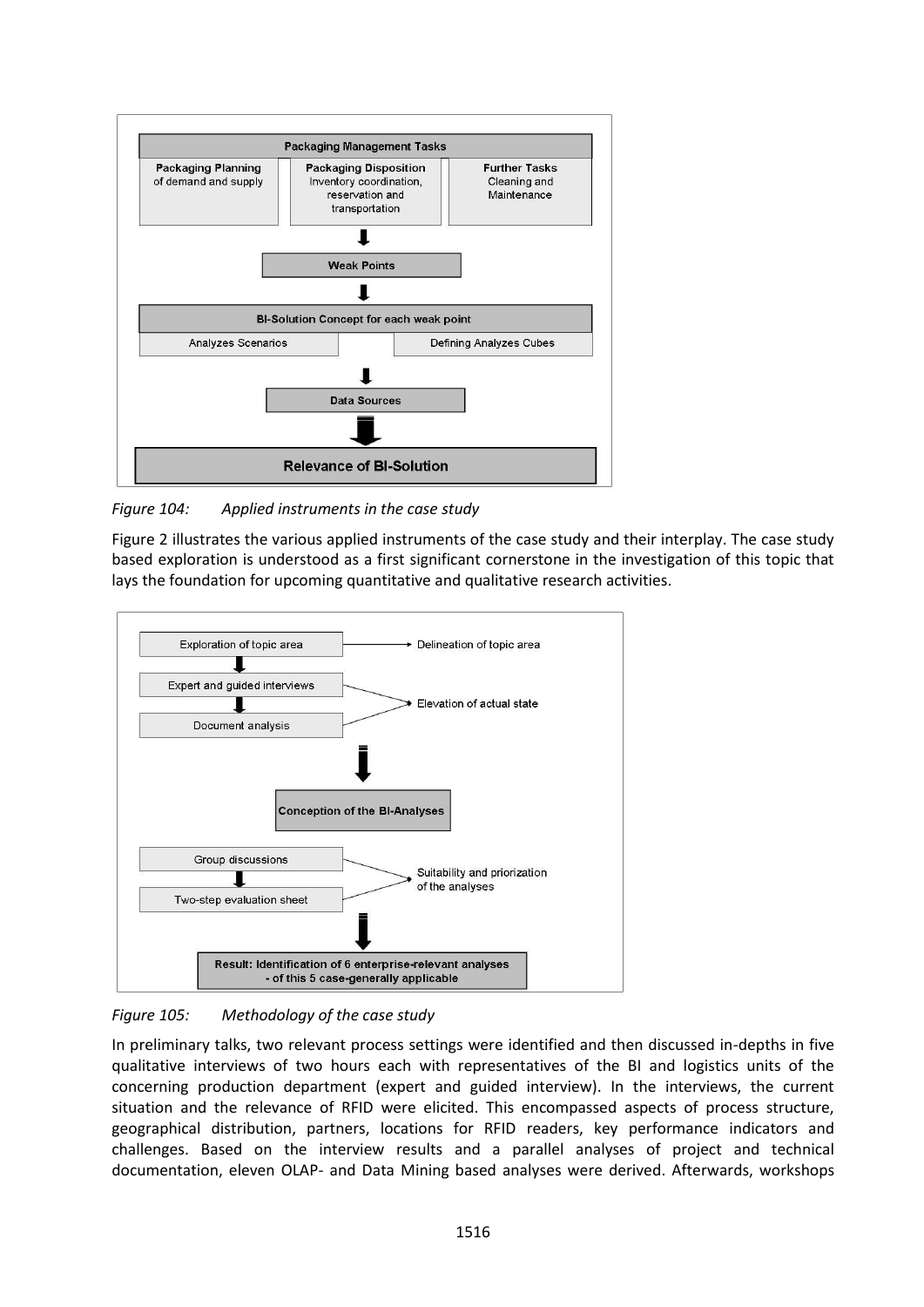**Packaging Management Tasks**

- **Packaging Planning** of demand and supply
- **Packaging Disposition** Inventory coordination, reservation and transportation
- **Further Tasks** Cleaning and Maintenance

**Weak Points**

**BI-Solution Concept for each weak point**

- Analyzes Scenarios
- Defining Analyzes Cubes

**Data Sources**

**Relevance of BI-Solution**

*Figure 104: Applied instruments in the case study*

Figure 2 illustrates the various applied instruments of the case study and their interplay. The case study based exploration is understood as a first significant cornerstone in the investigation of this topic that lays the foundation for upcoming quantitative and qualitative research activities.

- Exploration of topic area → Delineation of topic area
- Expert and guided interviews → Elevation of actual state
- Document analysis → Elevation of actual state

**Conception of the BI-Analyses**

- Group discussions → Suitability and priorization of the analyses
- Two-step evaluation sheet → Suitability and priorization of the analyses

**Result: Identification of 6 enterprise-relevant analyses - of this 5 case-generally applicable**

*Figure 105: Methodology of the case study*

In preliminary talks, two relevant process settings were identified and then discussed in-depths in five qualitative interviews of two hours each with representatives of the BI and logistics units of the concerning production department (expert and guided interview). In the interviews, the current situation and the relevance of RFID were elicited. This encompassed aspects of process structure, geographical distribution, partners, locations for RFID readers, key performance indicators and challenges. Based on the interview results and a parallel analyses of project and technical documentation, eleven OLAP- and Data Mining based analyses were derived. Afterwards, workshops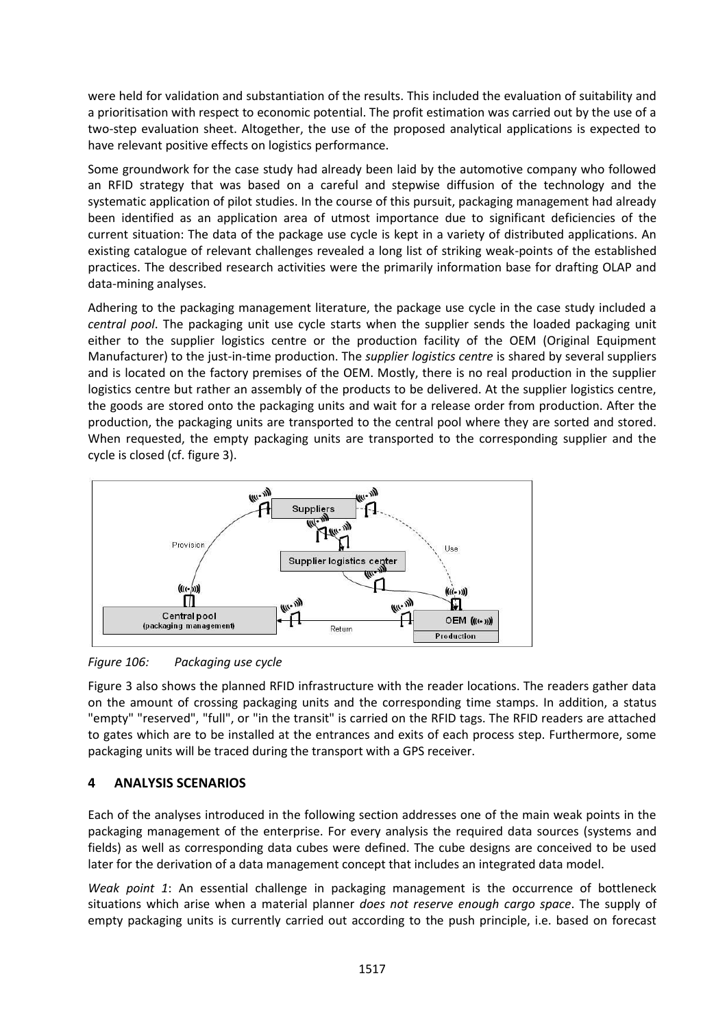were held for validation and substantiation of the results. This included the evaluation of suitability and a prioritisation with respect to economic potential. The profit estimation was carried out by the use of a two-step evaluation sheet. Altogether, the use of the proposed analytical applications is expected to have relevant positive effects on logistics performance.

Some groundwork for the case study had already been laid by the automotive company who followed an RFID strategy that was based on a careful and stepwise diffusion of the technology and the systematic application of pilot studies. In the course of this pursuit, packaging management had already been identified as an application area of utmost importance due to significant deficiencies of the current situation: The data of the package use cycle is kept in a variety of distributed applications. An existing catalogue of relevant challenges revealed a long list of striking weak-points of the established practices. The described research activities were the primarily information base for drafting OLAP and data-mining analyses.

Adhering to the packaging management literature, the package use cycle in the case study included a *central pool*. The packaging unit use cycle starts when the supplier sends the loaded packaging unit either to the supplier logistics centre or the production facility of the OEM (Original Equipment Manufacturer) to the just-in-time production. The *supplier logistics centre* is shared by several suppliers and is located on the factory premises of the OEM. Mostly, there is no real production in the supplier logistics centre but rather an assembly of the products to be delivered. At the supplier logistics centre, the goods are stored onto the packaging units and wait for a release order from production. After the production, the packaging units are transported to the central pool where they are sorted and stored. When requested, the empty packaging units are transported to the corresponding supplier and the cycle is closed (cf. figure 3).

*Figure 106: Packaging use cycle*

Figure 3 also shows the planned RFID infrastructure with the reader locations. The readers gather data on the amount of crossing packaging units and the corresponding time stamps. In addition, a status "empty" "reserved", "full", or "in the transit" is carried on the RFID tags. The RFID readers are attached to gates which are to be installed at the entrances and exits of each process step. Furthermore, some packaging units will be traced during the transport with a GPS receiver.

## 4 ANALYSIS SCENARIOS

Each of the analyses introduced in the following section addresses one of the main weak points in the packaging management of the enterprise. For every analysis the required data sources (systems and fields) as well as corresponding data cubes were defined. The cube designs are conceived to be used later for the derivation of a data management concept that includes an integrated data model.

*Weak point 1*: An essential challenge in packaging management is the occurrence of bottleneck situations which arise when a material planner *does not reserve enough cargo space*. The supply of empty packaging units is currently carried out according to the push principle, i.e. based on forecast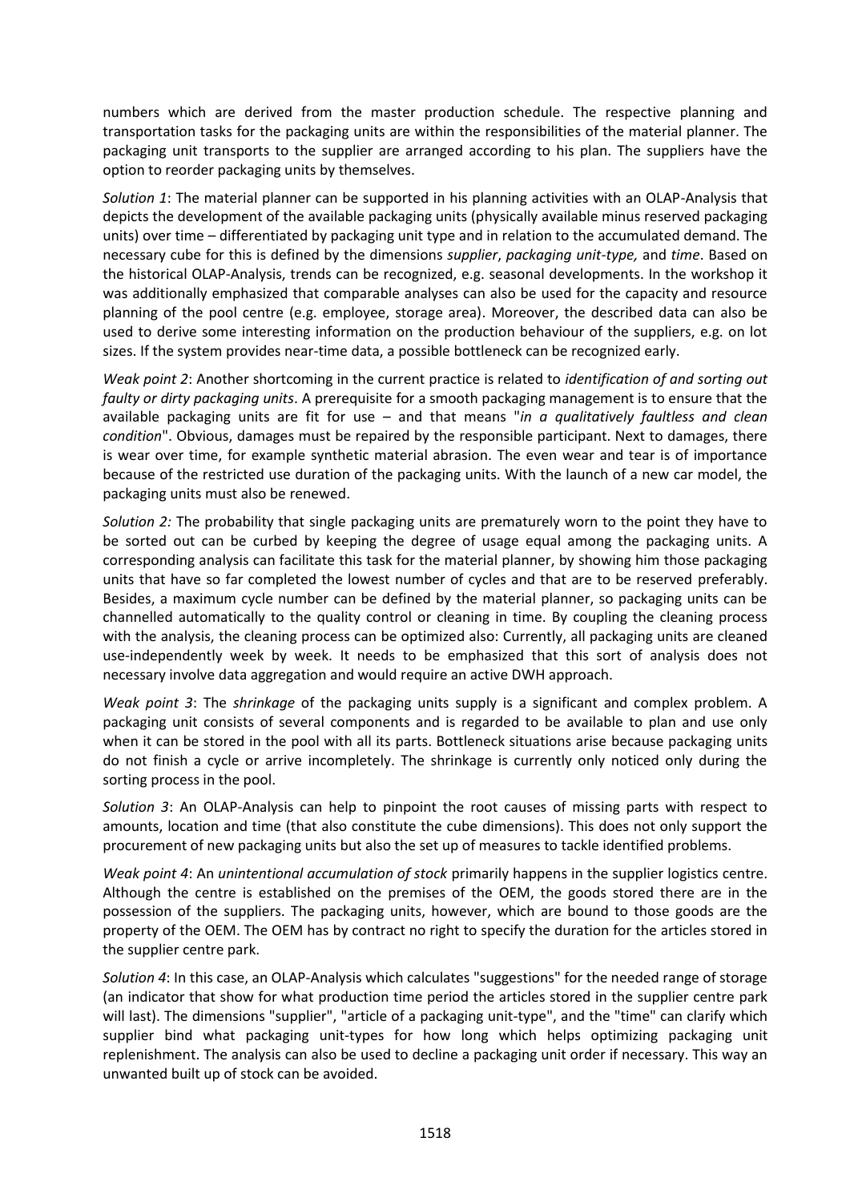numbers which are derived from the master production schedule. The respective planning and transportation tasks for the packaging units are within the responsibilities of the material planner. The packaging unit transports to the supplier are arranged according to his plan. The suppliers have the option to reorder packaging units by themselves.

*Solution 1*: The material planner can be supported in his planning activities with an OLAP-Analysis that depicts the development of the available packaging units (physically available minus reserved packaging units) over time – differentiated by packaging unit type and in relation to the accumulated demand. The necessary cube for this is defined by the dimensions *supplier*, *packaging unit-type,* and *time*. Based on the historical OLAP-Analysis, trends can be recognized, e.g. seasonal developments. In the workshop it was additionally emphasized that comparable analyses can also be used for the capacity and resource planning of the pool centre (e.g. employee, storage area). Moreover, the described data can also be used to derive some interesting information on the production behaviour of the suppliers, e.g. on lot sizes. If the system provides near-time data, a possible bottleneck can be recognized early.

*Weak point 2*: Another shortcoming in the current practice is related to *identification of and sorting out faulty or dirty packaging units*. A prerequisite for a smooth packaging management is to ensure that the available packaging units are fit for use – and that means "*in a qualitatively faultless and clean condition*". Obvious, damages must be repaired by the responsible participant. Next to damages, there is wear over time, for example synthetic material abrasion. The even wear and tear is of importance because of the restricted use duration of the packaging units. With the launch of a new car model, the packaging units must also be renewed.

*Solution 2:* The probability that single packaging units are prematurely worn to the point they have to be sorted out can be curbed by keeping the degree of usage equal among the packaging units. A corresponding analysis can facilitate this task for the material planner, by showing him those packaging units that have so far completed the lowest number of cycles and that are to be reserved preferably. Besides, a maximum cycle number can be defined by the material planner, so packaging units can be channelled automatically to the quality control or cleaning in time. By coupling the cleaning process with the analysis, the cleaning process can be optimized also: Currently, all packaging units are cleaned use-independently week by week. It needs to be emphasized that this sort of analysis does not necessary involve data aggregation and would require an active DWH approach.

*Weak point 3*: The *shrinkage* of the packaging units supply is a significant and complex problem. A packaging unit consists of several components and is regarded to be available to plan and use only when it can be stored in the pool with all its parts. Bottleneck situations arise because packaging units do not finish a cycle or arrive incompletely. The shrinkage is currently only noticed only during the sorting process in the pool.

*Solution 3*: An OLAP-Analysis can help to pinpoint the root causes of missing parts with respect to amounts, location and time (that also constitute the cube dimensions). This does not only support the procurement of new packaging units but also the set up of measures to tackle identified problems.

*Weak point 4*: An *unintentional accumulation of stock* primarily happens in the supplier logistics centre. Although the centre is established on the premises of the OEM, the goods stored there are in the possession of the suppliers. The packaging units, however, which are bound to those goods are the property of the OEM. The OEM has by contract no right to specify the duration for the articles stored in the supplier centre park.

*Solution 4*: In this case, an OLAP-Analysis which calculates "suggestions" for the needed range of storage (an indicator that show for what production time period the articles stored in the supplier centre park will last). The dimensions "supplier", "article of a packaging unit-type", and the "time" can clarify which supplier bind what packaging unit-types for how long which helps optimizing packaging unit replenishment. The analysis can also be used to decline a packaging unit order if necessary. This way an unwanted built up of stock can be avoided.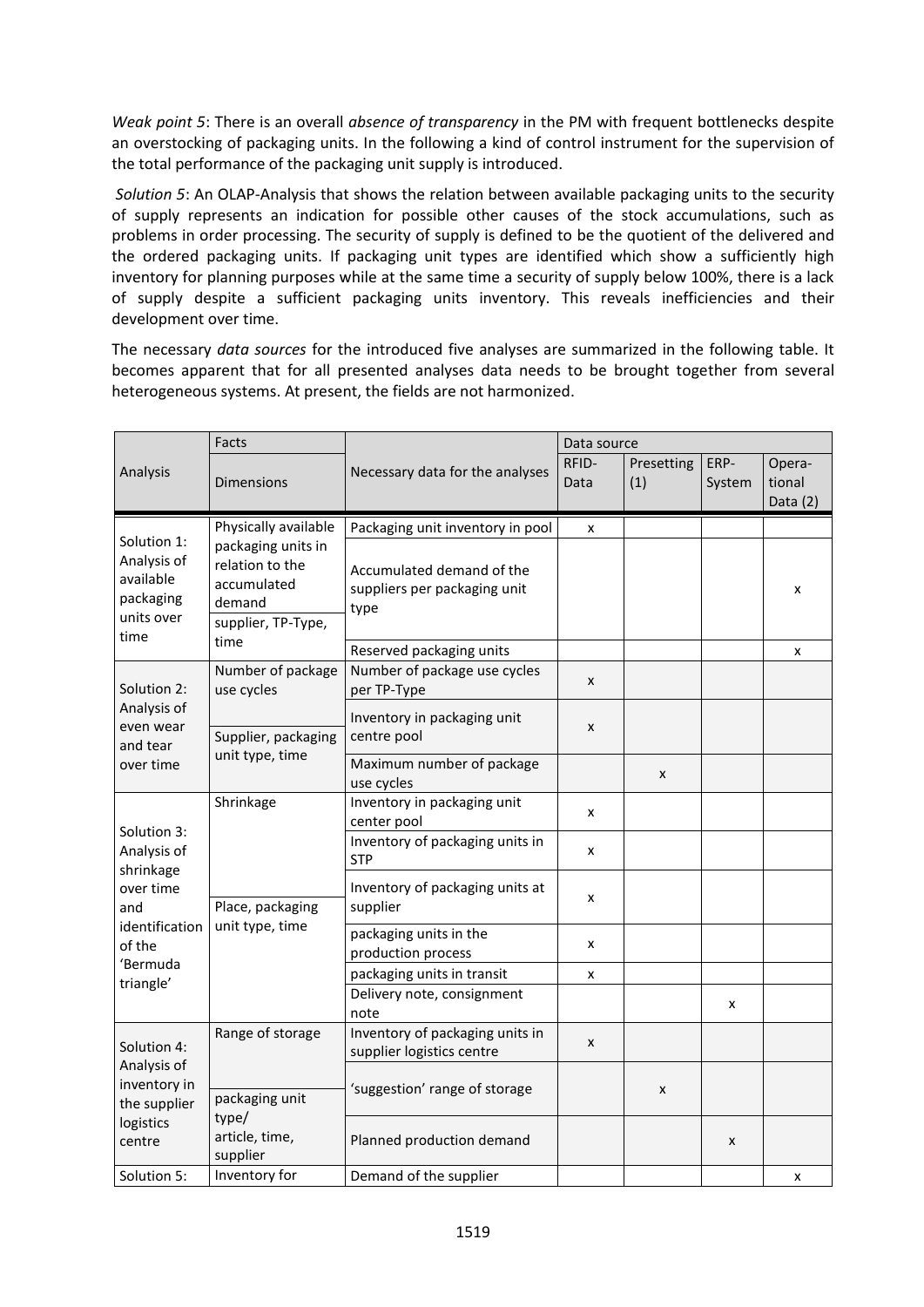*Weak point 5*: There is an overall *absence of transparency* in the PM with frequent bottlenecks despite an overstocking of packaging units. In the following a kind of control instrument for the supervision of the total performance of the packaging unit supply is introduced.

*Solution 5*: An OLAP-Analysis that shows the relation between available packaging units to the security of supply represents an indication for possible other causes of the stock accumulations, such as problems in order processing. The security of supply is defined to be the quotient of the delivered and the ordered packaging units. If packaging unit types are identified which show a sufficiently high inventory for planning purposes while at the same time a security of supply below 100%, there is a lack of supply despite a sufficient packaging units inventory. This reveals inefficiencies and their development over time.

The necessary *data sources* for the introduced five analyses are summarized in the following table. It becomes apparent that for all presented analyses data needs to be brought together from several heterogeneous systems. At present, the fields are not harmonized.

| Analysis | Facts / Dimensions | Necessary data for the analyses | Data source: RFID-Data | Presetting (1) | ERP-System | Operational Data (2) |
|---|---|---|---|---|---|---|
| Solution 1: Analysis of available packaging units over time | Facts: Physically available packaging units in relation to the accumulated demand; Dimensions: supplier, TP-Type, time | Packaging unit inventory in pool | x | | | |
| | | Accumulated demand of the suppliers per packaging unit type | | | | x |
| | | Reserved packaging units | | | | x |
| Solution 2: Analysis of even wear and tear over time | Facts: Number of package use cycles; Dimensions: Supplier, packaging unit type, time | Number of package use cycles per TP-Type | x | | | |
| | | Inventory in packaging unit centre pool | x | | | |
| | | Maximum number of package use cycles | | x | | |
| Solution 3: Analysis of shrinkage over time and identification of the 'Bermuda triangle' | Facts: Shrinkage; Dimensions: Place, packaging unit type, time | Inventory in packaging unit center pool | x | | | |
| | | Inventory of packaging units in STP | x | | | |
| | | Inventory of packaging units at supplier | x | | | |
| | | packaging units in the production process | x | | | |
| | | packaging units in transit | x | | | |
| | | Delivery note, consignment note | | | x | |
| Solution 4: Analysis of inventory in the supplier logistics centre | Facts: Range of storage; Dimensions: packaging unit type/ article, time, supplier | Inventory of packaging units in supplier logistics centre | x | | | |
| | | 'suggestion' range of storage | | x | | |
| | | Planned production demand | | | x | |
| Solution 5: | Facts: Inventory for | Demand of the supplier | | | | x |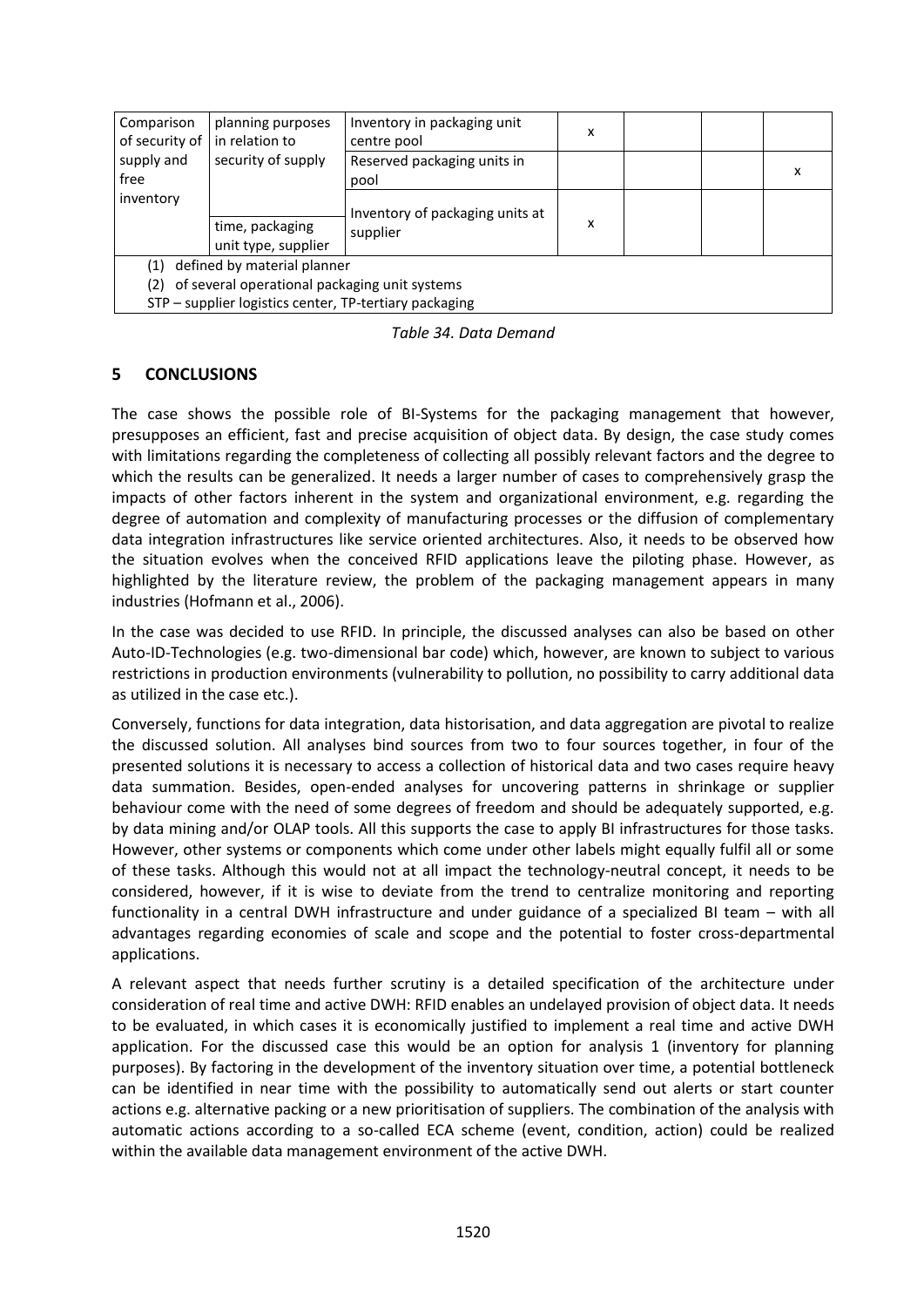| Comparison of security of supply and free inventory | planning purposes in relation to security of supply | Inventory in packaging unit centre pool | x | | | |
|---|---|---|---|---|---|---|
| | | Reserved packaging units in pool | | | | x |
| | time, packaging unit type, supplier | Inventory of packaging units at supplier | x | | | |

(1) defined by material planner
(2) of several operational packaging unit systems
STP – supplier logistics center, TP-tertiary packaging

*Table 34. Data Demand*

## 5 CONCLUSIONS

The case shows the possible role of BI-Systems for the packaging management that however, presupposes an efficient, fast and precise acquisition of object data. By design, the case study comes with limitations regarding the completeness of collecting all possibly relevant factors and the degree to which the results can be generalized. It needs a larger number of cases to comprehensively grasp the impacts of other factors inherent in the system and organizational environment, e.g. regarding the degree of automation and complexity of manufacturing processes or the diffusion of complementary data integration infrastructures like service oriented architectures. Also, it needs to be observed how the situation evolves when the conceived RFID applications leave the piloting phase. However, as highlighted by the literature review, the problem of the packaging management appears in many industries (Hofmann et al., 2006).

In the case was decided to use RFID. In principle, the discussed analyses can also be based on other Auto-ID-Technologies (e.g. two-dimensional bar code) which, however, are known to subject to various restrictions in production environments (vulnerability to pollution, no possibility to carry additional data as utilized in the case etc.).

Conversely, functions for data integration, data historisation, and data aggregation are pivotal to realize the discussed solution. All analyses bind sources from two to four sources together, in four of the presented solutions it is necessary to access a collection of historical data and two cases require heavy data summation. Besides, open-ended analyses for uncovering patterns in shrinkage or supplier behaviour come with the need of some degrees of freedom and should be adequately supported, e.g. by data mining and/or OLAP tools. All this supports the case to apply BI infrastructures for those tasks. However, other systems or components which come under other labels might equally fulfil all or some of these tasks. Although this would not at all impact the technology-neutral concept, it needs to be considered, however, if it is wise to deviate from the trend to centralize monitoring and reporting functionality in a central DWH infrastructure and under guidance of a specialized BI team – with all advantages regarding economies of scale and scope and the potential to foster cross-departmental applications.

A relevant aspect that needs further scrutiny is a detailed specification of the architecture under consideration of real time and active DWH: RFID enables an undelayed provision of object data. It needs to be evaluated, in which cases it is economically justified to implement a real time and active DWH application. For the discussed case this would be an option for analysis 1 (inventory for planning purposes). By factoring in the development of the inventory situation over time, a potential bottleneck can be identified in near time with the possibility to automatically send out alerts or start counter actions e.g. alternative packing or a new prioritisation of suppliers. The combination of the analysis with automatic actions according to a so-called ECA scheme (event, condition, action) could be realized within the available data management environment of the active DWH.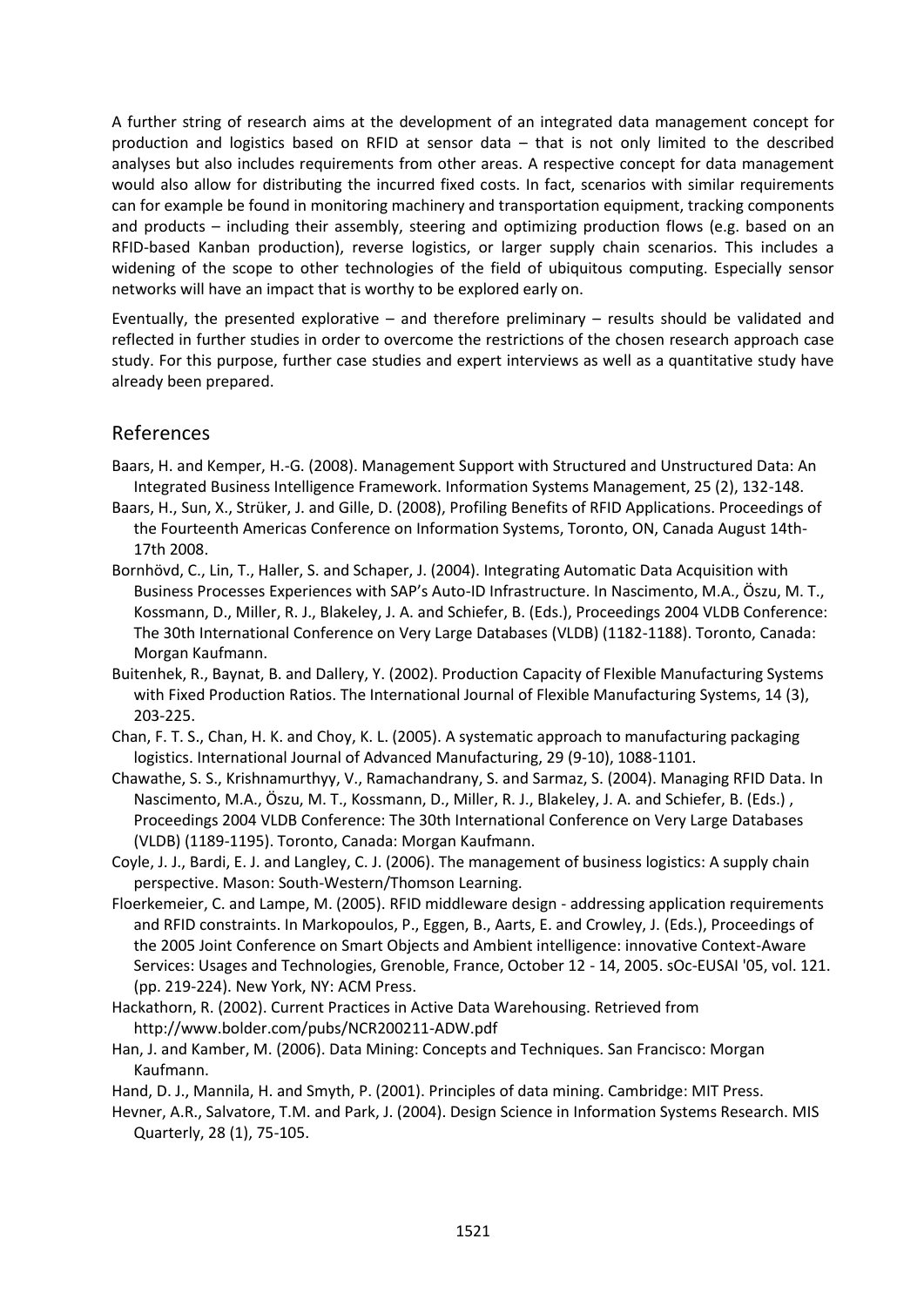A further string of research aims at the development of an integrated data management concept for production and logistics based on RFID at sensor data – that is not only limited to the described analyses but also includes requirements from other areas. A respective concept for data management would also allow for distributing the incurred fixed costs. In fact, scenarios with similar requirements can for example be found in monitoring machinery and transportation equipment, tracking components and products – including their assembly, steering and optimizing production flows (e.g. based on an RFID-based Kanban production), reverse logistics, or larger supply chain scenarios. This includes a widening of the scope to other technologies of the field of ubiquitous computing. Especially sensor networks will have an impact that is worthy to be explored early on.

Eventually, the presented explorative – and therefore preliminary – results should be validated and reflected in further studies in order to overcome the restrictions of the chosen research approach case study. For this purpose, further case studies and expert interviews as well as a quantitative study have already been prepared.

## References

Baars, H. and Kemper, H.-G. (2008). Management Support with Structured and Unstructured Data: An Integrated Business Intelligence Framework. Information Systems Management, 25 (2), 132-148.

Baars, H., Sun, X., Strüker, J. and Gille, D. (2008), Profiling Benefits of RFID Applications. Proceedings of the Fourteenth Americas Conference on Information Systems, Toronto, ON, Canada August 14th-17th 2008.

Bornhövd, C., Lin, T., Haller, S. and Schaper, J. (2004). Integrating Automatic Data Acquisition with Business Processes Experiences with SAP's Auto-ID Infrastructure. In Nascimento, M.A., Öszu, M. T., Kossmann, D., Miller, R. J., Blakeley, J. A. and Schiefer, B. (Eds.), Proceedings 2004 VLDB Conference: The 30th International Conference on Very Large Databases (VLDB) (1182-1188). Toronto, Canada: Morgan Kaufmann.

Buitenhek, R., Baynat, B. and Dallery, Y. (2002). Production Capacity of Flexible Manufacturing Systems with Fixed Production Ratios. The International Journal of Flexible Manufacturing Systems, 14 (3), 203-225.

Chan, F. T. S., Chan, H. K. and Choy, K. L. (2005). A systematic approach to manufacturing packaging logistics. International Journal of Advanced Manufacturing, 29 (9-10), 1088-1101.

Chawathe, S. S., Krishnamurthyy, V., Ramachandrany, S. and Sarmaz, S. (2004). Managing RFID Data. In Nascimento, M.A., Öszu, M. T., Kossmann, D., Miller, R. J., Blakeley, J. A. and Schiefer, B. (Eds.) , Proceedings 2004 VLDB Conference: The 30th International Conference on Very Large Databases (VLDB) (1189-1195). Toronto, Canada: Morgan Kaufmann.

Coyle, J. J., Bardi, E. J. and Langley, C. J. (2006). The management of business logistics: A supply chain perspective. Mason: South-Western/Thomson Learning.

Floerkemeier, C. and Lampe, M. (2005). RFID middleware design - addressing application requirements and RFID constraints. In Markopoulos, P., Eggen, B., Aarts, E. and Crowley, J. (Eds.), Proceedings of the 2005 Joint Conference on Smart Objects and Ambient intelligence: innovative Context-Aware Services: Usages and Technologies, Grenoble, France, October 12 - 14, 2005. sOc-EUSAI '05, vol. 121. (pp. 219-224). New York, NY: ACM Press.

Hackathorn, R. (2002). Current Practices in Active Data Warehousing. Retrieved from http://www.bolder.com/pubs/NCR200211-ADW.pdf

Han, J. and Kamber, M. (2006). Data Mining: Concepts and Techniques. San Francisco: Morgan Kaufmann.

Hand, D. J., Mannila, H. and Smyth, P. (2001). Principles of data mining. Cambridge: MIT Press.

Hevner, A.R., Salvatore, T.M. and Park, J. (2004). Design Science in Information Systems Research. MIS Quarterly, 28 (1), 75-105.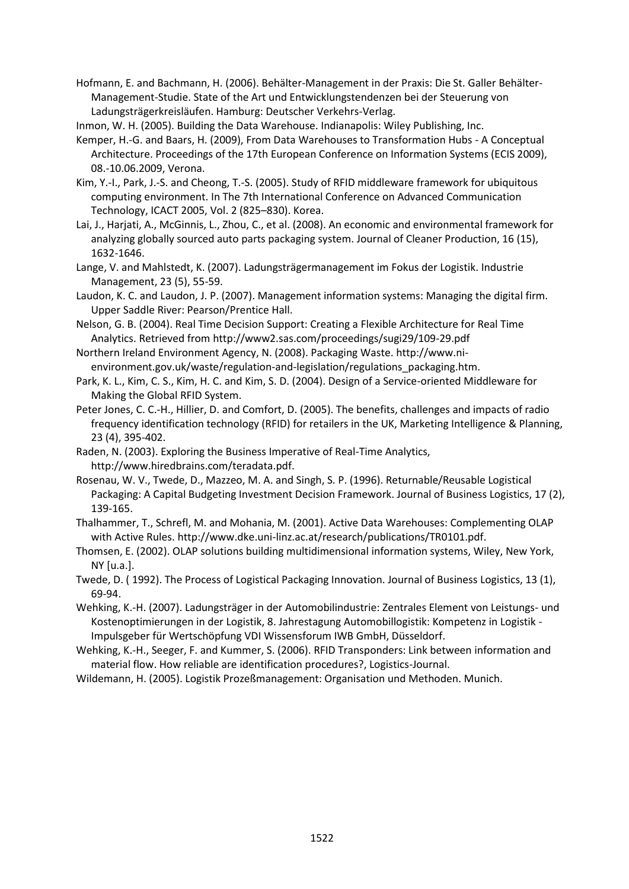Hofmann, E. and Bachmann, H. (2006). Behälter-Management in der Praxis: Die St. Galler Behälter-Management-Studie. State of the Art und Entwicklungstendenzen bei der Steuerung von Ladungsträgerkreisläufen. Hamburg: Deutscher Verkehrs-Verlag.

Inmon, W. H. (2005). Building the Data Warehouse. Indianapolis: Wiley Publishing, Inc.

Kemper, H.-G. and Baars, H. (2009), From Data Warehouses to Transformation Hubs - A Conceptual Architecture. Proceedings of the 17th European Conference on Information Systems (ECIS 2009), 08.-10.06.2009, Verona.

Kim, Y.-I., Park, J.-S. and Cheong, T.-S. (2005). Study of RFID middleware framework for ubiquitous computing environment. In The 7th International Conference on Advanced Communication Technology, ICACT 2005, Vol. 2 (825–830). Korea.

Lai, J., Harjati, A., McGinnis, L., Zhou, C., et al. (2008). An economic and environmental framework for analyzing globally sourced auto parts packaging system. Journal of Cleaner Production, 16 (15), 1632-1646.

Lange, V. and Mahlstedt, K. (2007). Ladungsträgermanagement im Fokus der Logistik. Industrie Management, 23 (5), 55-59.

Laudon, K. C. and Laudon, J. P. (2007). Management information systems: Managing the digital firm. Upper Saddle River: Pearson/Prentice Hall.

Nelson, G. B. (2004). Real Time Decision Support: Creating a Flexible Architecture for Real Time Analytics. Retrieved from http://www2.sas.com/proceedings/sugi29/109-29.pdf

Northern Ireland Environment Agency, N. (2008). Packaging Waste. http://www.ni-environment.gov.uk/waste/regulation-and-legislation/regulations_packaging.htm.

Park, K. L., Kim, C. S., Kim, H. C. and Kim, S. D. (2004). Design of a Service-oriented Middleware for Making the Global RFID System.

Peter Jones, C. C.-H., Hillier, D. and Comfort, D. (2005). The benefits, challenges and impacts of radio frequency identification technology (RFID) for retailers in the UK, Marketing Intelligence & Planning, 23 (4), 395-402.

Raden, N. (2003). Exploring the Business Imperative of Real-Time Analytics, http://www.hiredbrains.com/teradata.pdf.

Rosenau, W. V., Twede, D., Mazzeo, M. A. and Singh, S. P. (1996). Returnable/Reusable Logistical Packaging: A Capital Budgeting Investment Decision Framework. Journal of Business Logistics, 17 (2), 139-165.

Thalhammer, T., Schrefl, M. and Mohania, M. (2001). Active Data Warehouses: Complementing OLAP with Active Rules. http://www.dke.uni-linz.ac.at/research/publications/TR0101.pdf.

Thomsen, E. (2002). OLAP solutions building multidimensional information systems, Wiley, New York, NY [u.a.].

Twede, D. ( 1992). The Process of Logistical Packaging Innovation. Journal of Business Logistics, 13 (1), 69-94.

Wehking, K.-H. (2007). Ladungsträger in der Automobilindustrie: Zentrales Element von Leistungs- und Kostenoptimierungen in der Logistik, 8. Jahrestagung Automobillogistik: Kompetenz in Logistik - Impulsgeber für Wertschöpfung VDI Wissensforum IWB GmbH, Düsseldorf.

Wehking, K.-H., Seeger, F. and Kummer, S. (2006). RFID Transponders: Link between information and material flow. How reliable are identification procedures?, Logistics-Journal.

Wildemann, H. (2005). Logistik Prozeßmanagement: Organisation und Methoden. Munich.